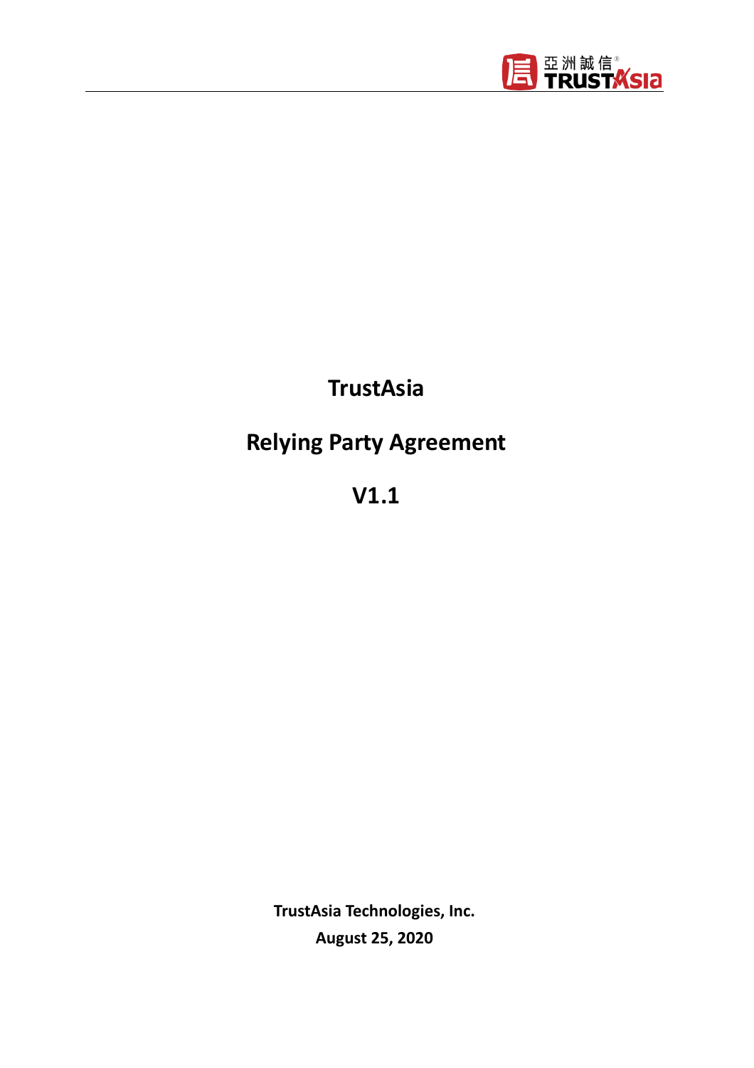# TrustAsia

# Relying Party Agreement

# V1.1

**TrustAsia Technologies, Inc.**

**August 25, 2020**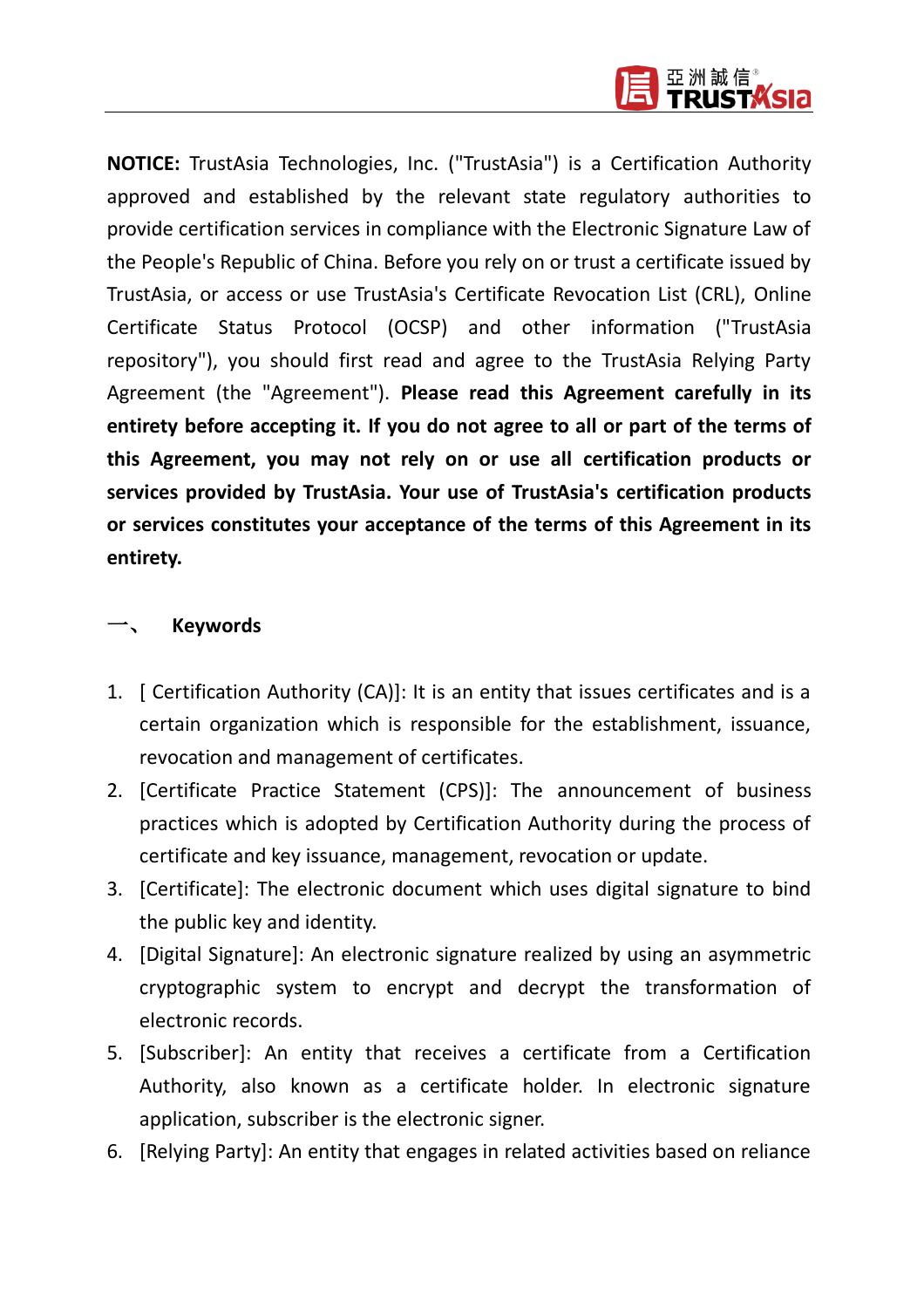**NOTICE:** TrustAsia Technologies, Inc. ("TrustAsia") is a Certification Authority approved and established by the relevant state regulatory authorities to provide certification services in compliance with the Electronic Signature Law of the People's Republic of China. Before you rely on or trust a certificate issued by TrustAsia, or access or use TrustAsia's Certificate Revocation List (CRL), Online Certificate Status Protocol (OCSP) and other information ("TrustAsia repository"), you should first read and agree to the TrustAsia Relying Party Agreement (the "Agreement"). **Please read this Agreement carefully in its entirety before accepting it. If you do not agree to all or part of the terms of this Agreement, you may not rely on or use all certification products or services provided by TrustAsia. Your use of TrustAsia's certification products or services constitutes your acceptance of the terms of this Agreement in its entirety.**

## 一、 Keywords

1. [ Certification Authority (CA)]: It is an entity that issues certificates and is a certain organization which is responsible for the establishment, issuance, revocation and management of certificates.
2. [Certificate Practice Statement (CPS)]: The announcement of business practices which is adopted by Certification Authority during the process of certificate and key issuance, management, revocation or update.
3. [Certificate]: The electronic document which uses digital signature to bind the public key and identity.
4. [Digital Signature]: An electronic signature realized by using an asymmetric cryptographic system to encrypt and decrypt the transformation of electronic records.
5. [Subscriber]: An entity that receives a certificate from a Certification Authority, also known as a certificate holder. In electronic signature application, subscriber is the electronic signer.
6. [Relying Party]: An entity that engages in related activities based on reliance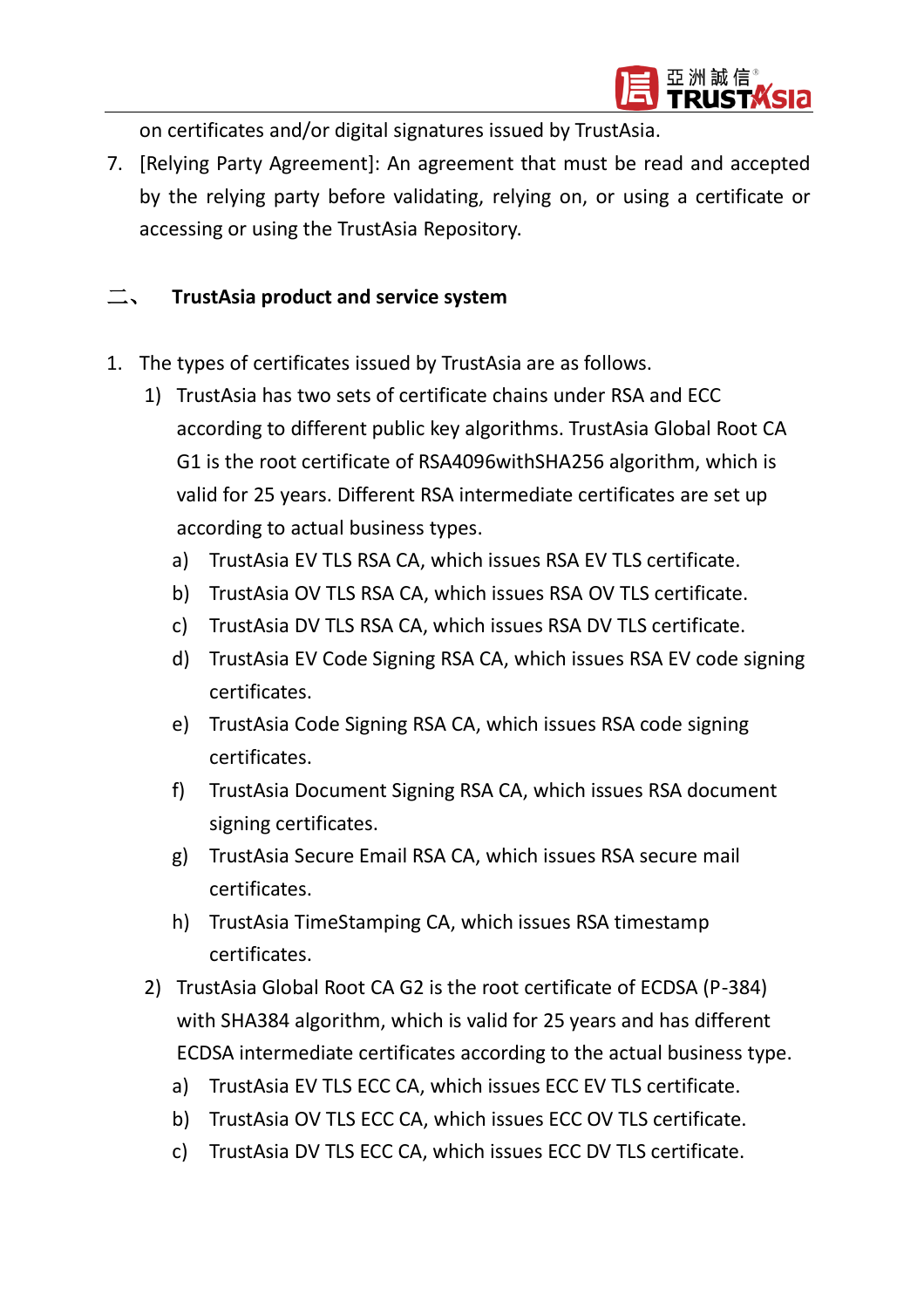on certificates and/or digital signatures issued by TrustAsia.

7. [Relying Party Agreement]: An agreement that must be read and accepted by the relying party before validating, relying on, or using a certificate or accessing or using the TrustAsia Repository.

## 二、 TrustAsia product and service system

1. The types of certificates issued by TrustAsia are as follows.
   1) TrustAsia has two sets of certificate chains under RSA and ECC according to different public key algorithms. TrustAsia Global Root CA G1 is the root certificate of RSA4096withSHA256 algorithm, which is valid for 25 years. Different RSA intermediate certificates are set up according to actual business types.
      a) TrustAsia EV TLS RSA CA, which issues RSA EV TLS certificate.
      b) TrustAsia OV TLS RSA CA, which issues RSA OV TLS certificate.
      c) TrustAsia DV TLS RSA CA, which issues RSA DV TLS certificate.
      d) TrustAsia EV Code Signing RSA CA, which issues RSA EV code signing certificates.
      e) TrustAsia Code Signing RSA CA, which issues RSA code signing certificates.
      f) TrustAsia Document Signing RSA CA, which issues RSA document signing certificates.
      g) TrustAsia Secure Email RSA CA, which issues RSA secure mail certificates.
      h) TrustAsia TimeStamping CA, which issues RSA timestamp certificates.
   2) TrustAsia Global Root CA G2 is the root certificate of ECDSA (P-384) with SHA384 algorithm, which is valid for 25 years and has different ECDSA intermediate certificates according to the actual business type.
      a) TrustAsia EV TLS ECC CA, which issues ECC EV TLS certificate.
      b) TrustAsia OV TLS ECC CA, which issues ECC OV TLS certificate.
      c) TrustAsia DV TLS ECC CA, which issues ECC DV TLS certificate.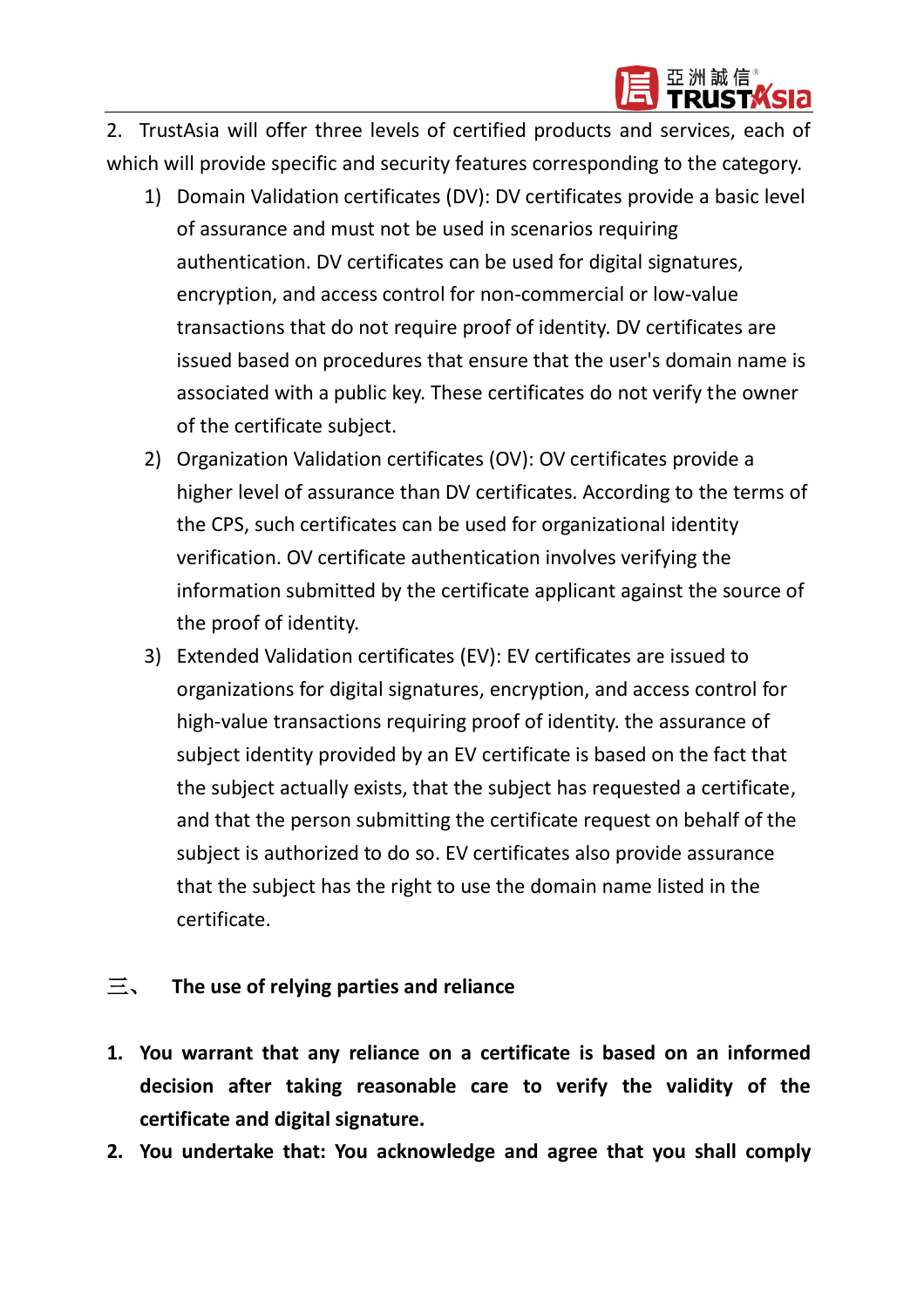2. TrustAsia will offer three levels of certified products and services, each of which will provide specific and security features corresponding to the category.

   1) Domain Validation certificates (DV): DV certificates provide a basic level of assurance and must not be used in scenarios requiring authentication. DV certificates can be used for digital signatures, encryption, and access control for non-commercial or low-value transactions that do not require proof of identity. DV certificates are issued based on procedures that ensure that the user's domain name is associated with a public key. These certificates do not verify the owner of the certificate subject.
   2) Organization Validation certificates (OV): OV certificates provide a higher level of assurance than DV certificates. According to the terms of the CPS, such certificates can be used for organizational identity verification. OV certificate authentication involves verifying the information submitted by the certificate applicant against the source of the proof of identity.
   3) Extended Validation certificates (EV): EV certificates are issued to organizations for digital signatures, encryption, and access control for high-value transactions requiring proof of identity. the assurance of subject identity provided by an EV certificate is based on the fact that the subject actually exists, that the subject has requested a certificate, and that the person submitting the certificate request on behalf of the subject is authorized to do so. EV certificates also provide assurance that the subject has the right to use the domain name listed in the certificate.

## 三、 The use of relying parties and reliance

1. **You warrant that any reliance on a certificate is based on an informed decision after taking reasonable care to verify the validity of the certificate and digital signature.**
2. **You undertake that: You acknowledge and agree that you shall comply**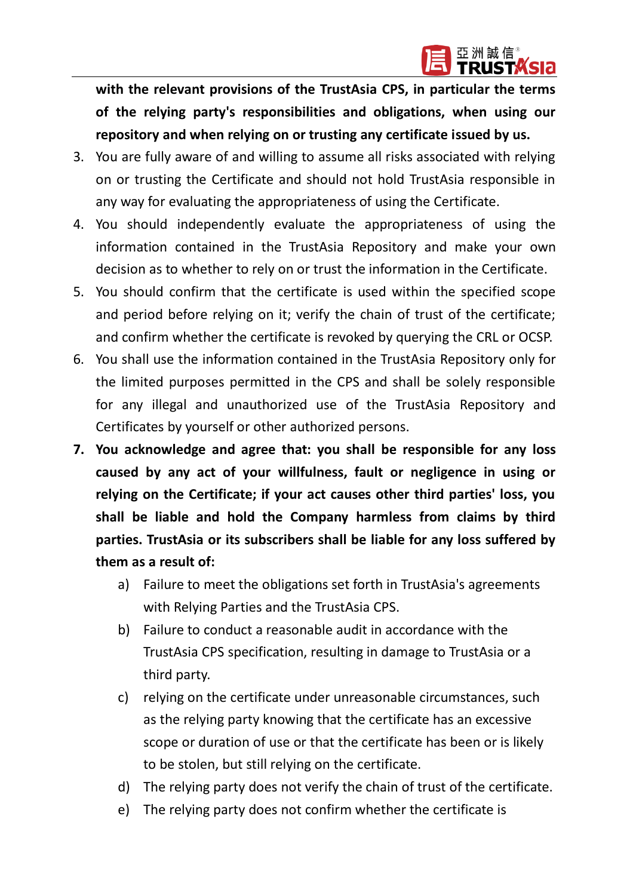**with the relevant provisions of the TrustAsia CPS, in particular the terms of the relying party's responsibilities and obligations, when using our repository and when relying on or trusting any certificate issued by us.**

3. You are fully aware of and willing to assume all risks associated with relying on or trusting the Certificate and should not hold TrustAsia responsible in any way for evaluating the appropriateness of using the Certificate.
4. You should independently evaluate the appropriateness of using the information contained in the TrustAsia Repository and make your own decision as to whether to rely on or trust the information in the Certificate.
5. You should confirm that the certificate is used within the specified scope and period before relying on it; verify the chain of trust of the certificate; and confirm whether the certificate is revoked by querying the CRL or OCSP.
6. You shall use the information contained in the TrustAsia Repository only for the limited purposes permitted in the CPS and shall be solely responsible for any illegal and unauthorized use of the TrustAsia Repository and Certificates by yourself or other authorized persons.
7. **You acknowledge and agree that: you shall be responsible for any loss caused by any act of your willfulness, fault or negligence in using or relying on the Certificate; if your act causes other third parties' loss, you shall be liable and hold the Company harmless from claims by third parties. TrustAsia or its subscribers shall be liable for any loss suffered by them as a result of:**
   a) Failure to meet the obligations set forth in TrustAsia's agreements with Relying Parties and the TrustAsia CPS.
   b) Failure to conduct a reasonable audit in accordance with the TrustAsia CPS specification, resulting in damage to TrustAsia or a third party.
   c) relying on the certificate under unreasonable circumstances, such as the relying party knowing that the certificate has an excessive scope or duration of use or that the certificate has been or is likely to be stolen, but still relying on the certificate.
   d) The relying party does not verify the chain of trust of the certificate.
   e) The relying party does not confirm whether the certificate is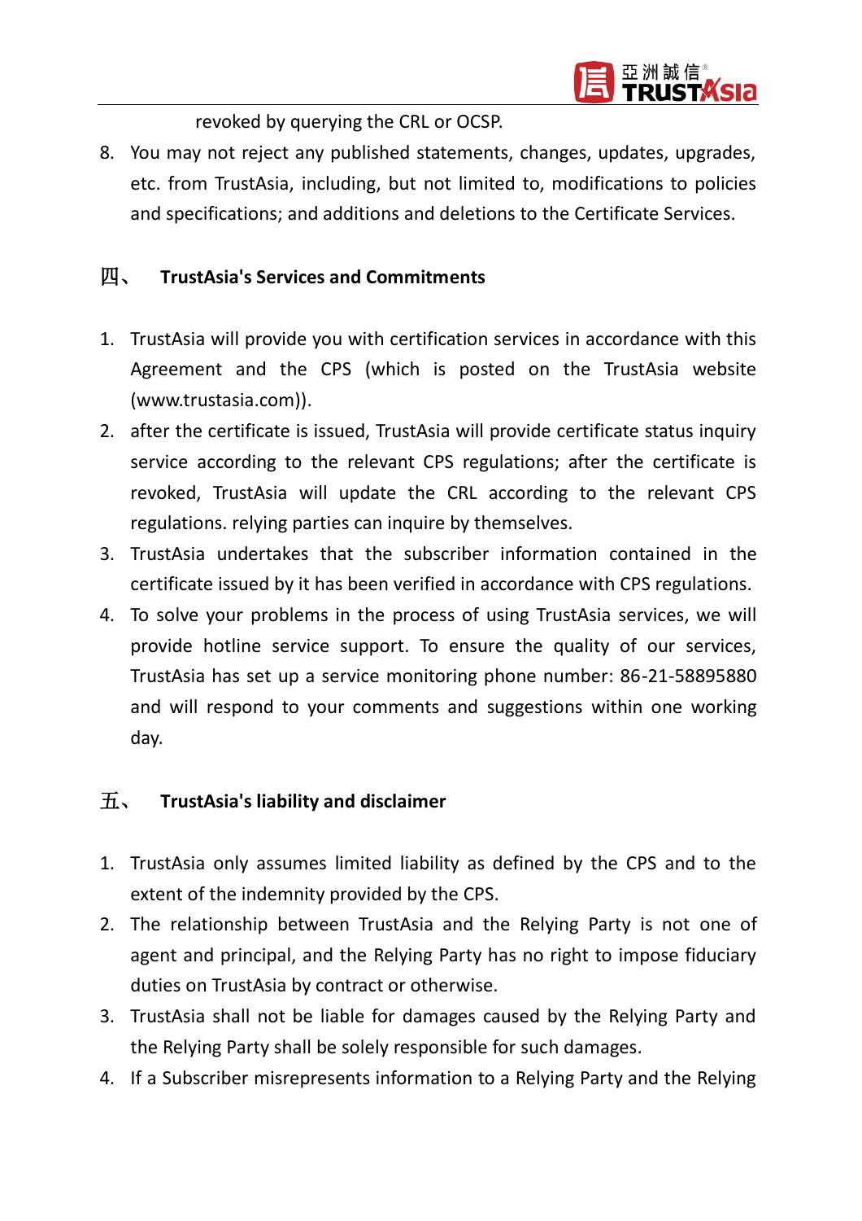revoked by querying the CRL or OCSP.

8. You may not reject any published statements, changes, updates, upgrades, etc. from TrustAsia, including, but not limited to, modifications to policies and specifications; and additions and deletions to the Certificate Services.

## 四、 TrustAsia's Services and Commitments

1. TrustAsia will provide you with certification services in accordance with this Agreement and the CPS (which is posted on the TrustAsia website (www.trustasia.com)).
2. after the certificate is issued, TrustAsia will provide certificate status inquiry service according to the relevant CPS regulations; after the certificate is revoked, TrustAsia will update the CRL according to the relevant CPS regulations. relying parties can inquire by themselves.
3. TrustAsia undertakes that the subscriber information contained in the certificate issued by it has been verified in accordance with CPS regulations.
4. To solve your problems in the process of using TrustAsia services, we will provide hotline service support. To ensure the quality of our services, TrustAsia has set up a service monitoring phone number: 86-21-58895880 and will respond to your comments and suggestions within one working day.

## 五、 TrustAsia's liability and disclaimer

1. TrustAsia only assumes limited liability as defined by the CPS and to the extent of the indemnity provided by the CPS.
2. The relationship between TrustAsia and the Relying Party is not one of agent and principal, and the Relying Party has no right to impose fiduciary duties on TrustAsia by contract or otherwise.
3. TrustAsia shall not be liable for damages caused by the Relying Party and the Relying Party shall be solely responsible for such damages.
4. If a Subscriber misrepresents information to a Relying Party and the Relying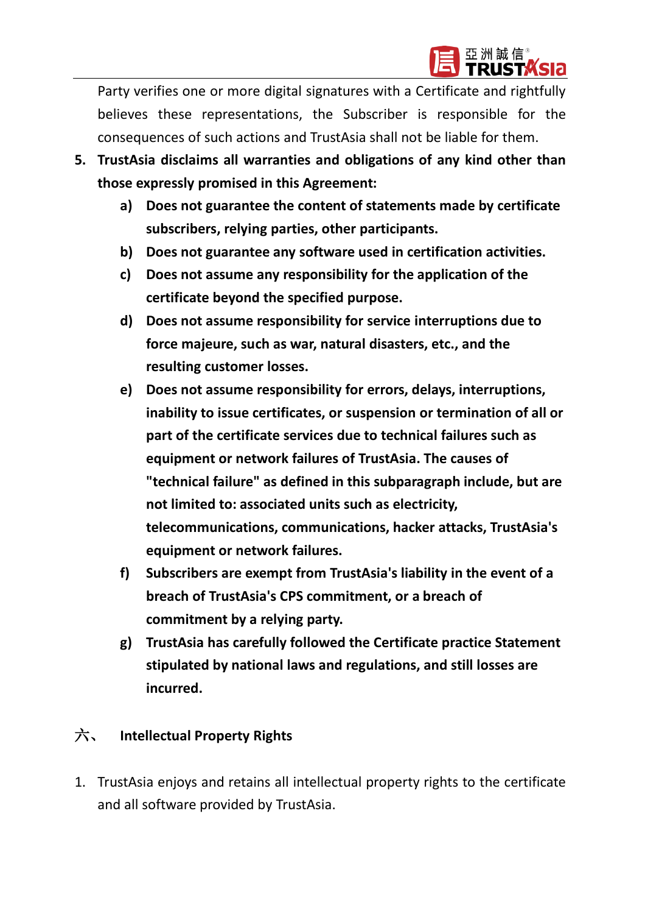Party verifies one or more digital signatures with a Certificate and rightfully believes these representations, the Subscriber is responsible for the consequences of such actions and TrustAsia shall not be liable for them.

5. **TrustAsia disclaims all warranties and obligations of any kind other than those expressly promised in this Agreement:**
    a) **Does not guarantee the content of statements made by certificate subscribers, relying parties, other participants.**
    b) **Does not guarantee any software used in certification activities.**
    c) **Does not assume any responsibility for the application of the certificate beyond the specified purpose.**
    d) **Does not assume responsibility for service interruptions due to force majeure, such as war, natural disasters, etc., and the resulting customer losses.**
    e) **Does not assume responsibility for errors, delays, interruptions, inability to issue certificates, or suspension or termination of all or part of the certificate services due to technical failures such as equipment or network failures of TrustAsia. The causes of "technical failure" as defined in this subparagraph include, but are not limited to: associated units such as electricity, telecommunications, communications, hacker attacks, TrustAsia's equipment or network failures.**
    f) **Subscribers are exempt from TrustAsia's liability in the event of a breach of TrustAsia's CPS commitment, or a breach of commitment by a relying party.**
    g) **TrustAsia has carefully followed the Certificate practice Statement stipulated by national laws and regulations, and still losses are incurred.**

## 六、 Intellectual Property Rights

1. TrustAsia enjoys and retains all intellectual property rights to the certificate and all software provided by TrustAsia.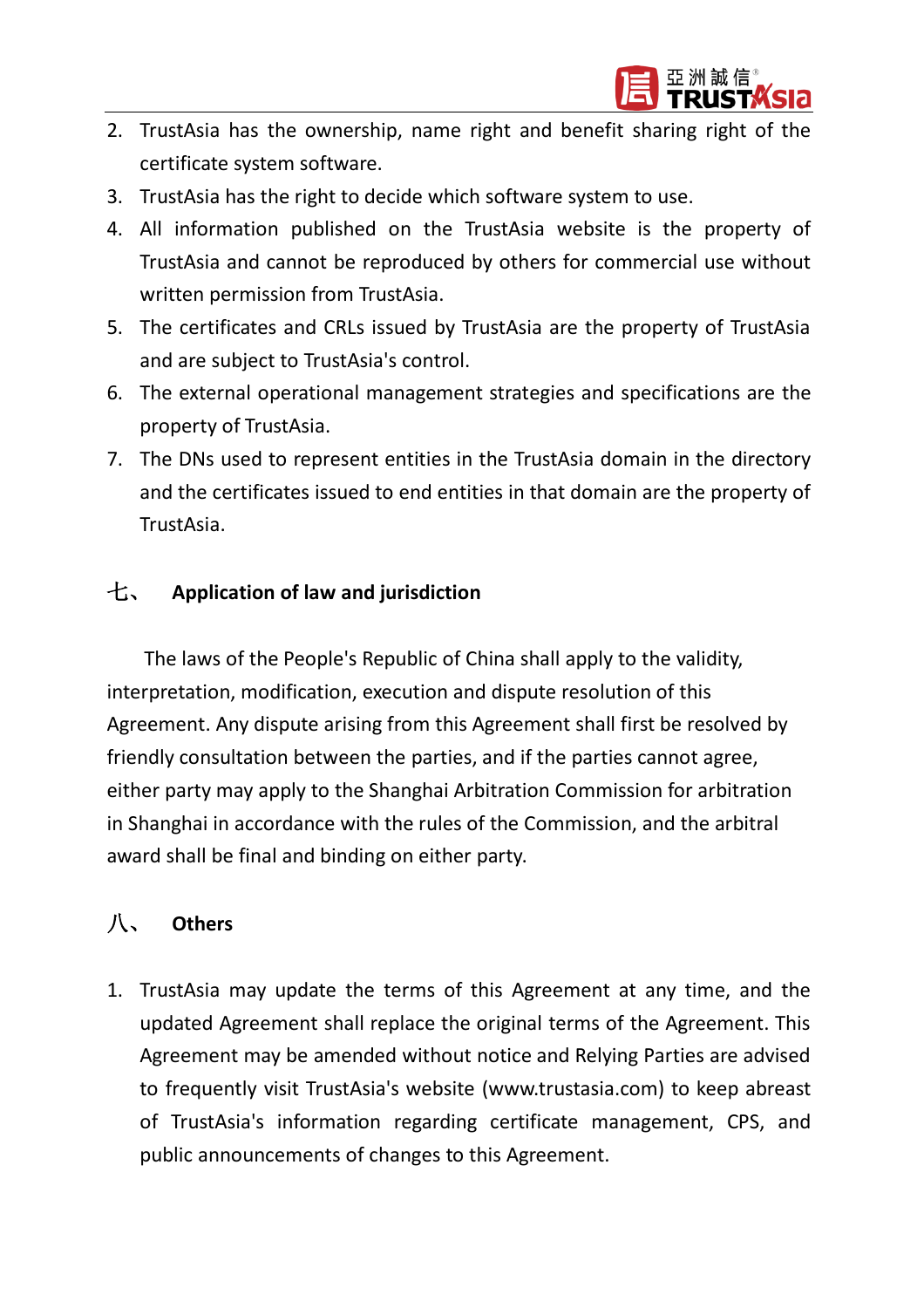2. TrustAsia has the ownership, name right and benefit sharing right of the certificate system software.
3. TrustAsia has the right to decide which software system to use.
4. All information published on the TrustAsia website is the property of TrustAsia and cannot be reproduced by others for commercial use without written permission from TrustAsia.
5. The certificates and CRLs issued by TrustAsia are the property of TrustAsia and are subject to TrustAsia's control.
6. The external operational management strategies and specifications are the property of TrustAsia.
7. The DNs used to represent entities in the TrustAsia domain in the directory and the certificates issued to end entities in that domain are the property of TrustAsia.

## 七、 Application of law and jurisdiction

The laws of the People's Republic of China shall apply to the validity, interpretation, modification, execution and dispute resolution of this Agreement. Any dispute arising from this Agreement shall first be resolved by friendly consultation between the parties, and if the parties cannot agree, either party may apply to the Shanghai Arbitration Commission for arbitration in Shanghai in accordance with the rules of the Commission, and the arbitral award shall be final and binding on either party.

## 八、 Others

1. TrustAsia may update the terms of this Agreement at any time, and the updated Agreement shall replace the original terms of the Agreement. This Agreement may be amended without notice and Relying Parties are advised to frequently visit TrustAsia's website (www.trustasia.com) to keep abreast of TrustAsia's information regarding certificate management, CPS, and public announcements of changes to this Agreement.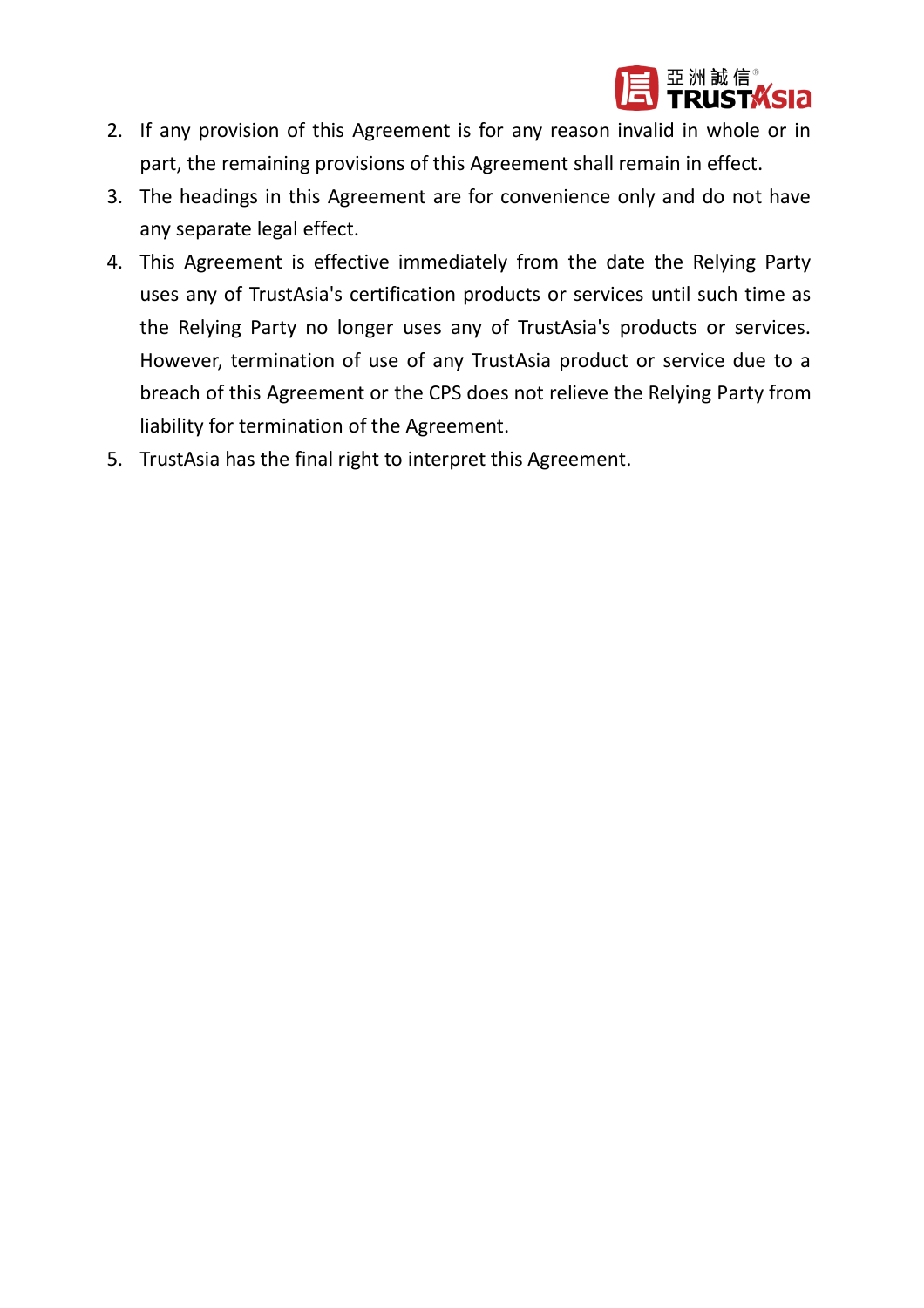2. If any provision of this Agreement is for any reason invalid in whole or in part, the remaining provisions of this Agreement shall remain in effect.
3. The headings in this Agreement are for convenience only and do not have any separate legal effect.
4. This Agreement is effective immediately from the date the Relying Party uses any of TrustAsia's certification products or services until such time as the Relying Party no longer uses any of TrustAsia's products or services. However, termination of use of any TrustAsia product or service due to a breach of this Agreement or the CPS does not relieve the Relying Party from liability for termination of the Agreement.
5. TrustAsia has the final right to interpret this Agreement.